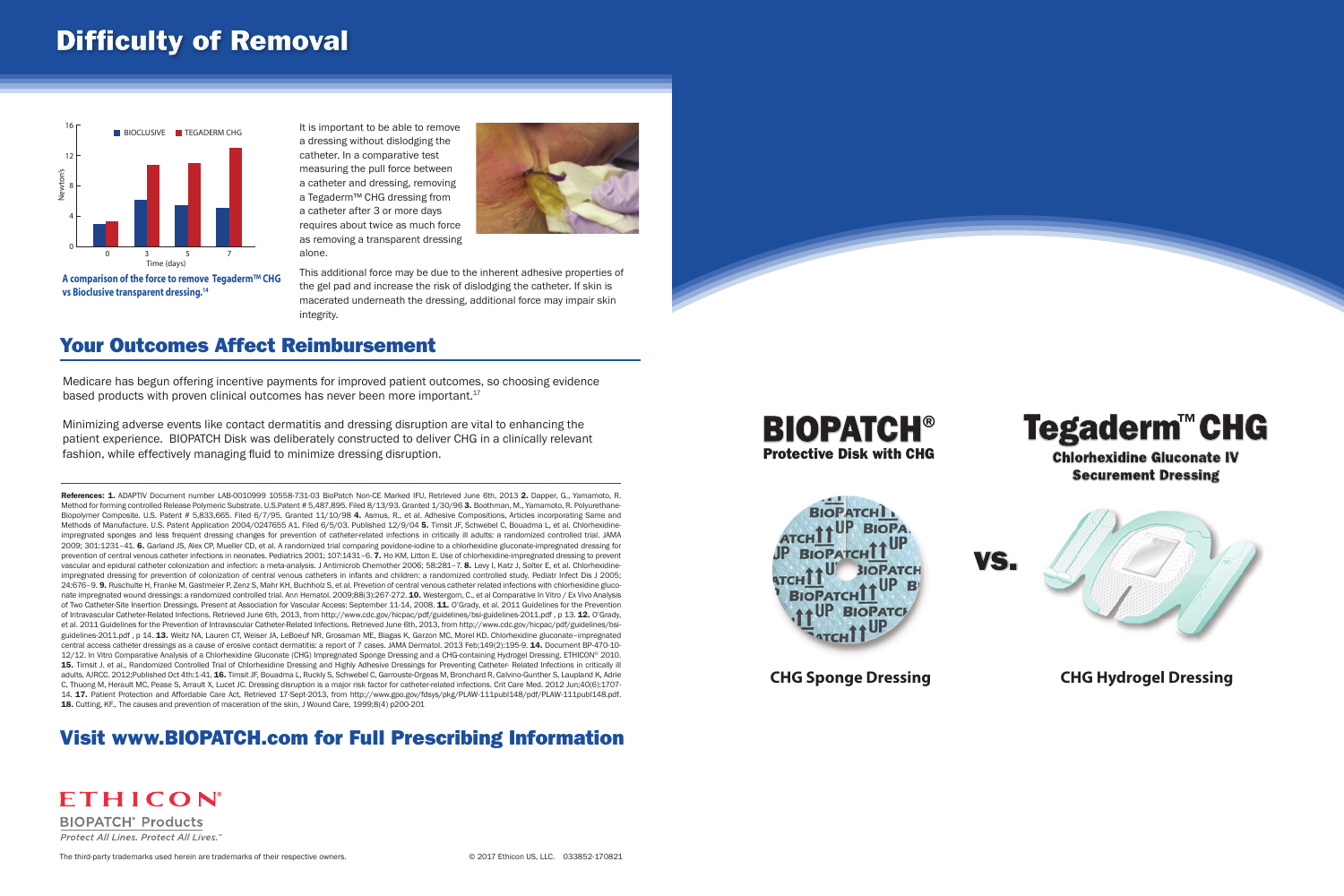# Difficulty of Removal

It is important to be able to remove a dressing without dislodging the catheter. In a comparative test measuring the pull force between a catheter and dressing, removing a Tegaderm™ CHG dressing from a catheter after 3 or more days requires about twice as much force as removing a transparent dressing alone.

**A comparison of the force to remove Tegaderm™ CHG vs Bioclusive transparent dressing.[14]**

This additional force may be due to the inherent adhesive properties of the gel pad and increase the risk of dislodging the catheter. If skin is macerated underneath the dressing, additional force may impair skin integrity.

## Your Outcomes Affect Reimbursement

Medicare has begun offering incentive payments for improved patient outcomes, so choosing evidence based products with proven clinical outcomes has never been more important.[17]

Minimizing adverse events like contact dermatitis and dressing disruption are vital to enhancing the patient experience. BIOPATCH Disk was deliberately constructed to deliver CHG in a clinically relevant fashion, while effectively managing fluid to minimize dressing disruption.

**References: 1.** ADAPTIV Document number LAB-0010999 10558-731-03 BioPatch Non-CE Marked IFU, Retrieved June 6th, 2013 **2.** Dapper, G., Yamamoto, R. Method for forming controlled Release Polymeric Substrate. U.S.Patent # 5,487,895. Filed 8/13/93. Granted 1/30/96 **3.** Boothman, M., Yamamoto, R. Polyurethane-Biopolymer Composite. U.S. Patent # 5,833,665. Filed 6/7/95. Granted 11/10/98 **4.** Asmus, R., et al. Adhesive Compositions, Articles incorporating Same and Methods of Manufacture. U.S. Patent Application 2004/0247655 A1. Filed 6/5/03. Published 12/9/04 **5.** Timsit JF, Schwebel C, Bouadma L, et al. Chlorhexidine-impregnated sponges and less frequent dressing changes for prevention of catheter-related infections in critically ill adults: a randomized controlled trial. JAMA 2009; 301:1231–41. **6.** Garland JS, Alex CP, Mueller CD, et al. A randomized trial comparing povidone-iodine to a chlorhexidine gluconate-impregnated dressing for prevention of central venous catheter infections in neonates. Pediatrics 2001; 107:1431–6. **7.** Ho KM, Litton E. Use of chlorhexidine-impregnated dressing to prevent vascular and epidural catheter colonization and infection: a meta-analysis. J Antimicrob Chemother 2006; 58:281–7. **8.** Levy I, Katz J, Solter E, et al. Chlorhexidine-impregnated dressing for prevention of colonization of central venous catheters in infants and children: a randomized controlled study. Pediatr Infect Dis J 2005; 24:676–9. **9.** Ruschulte H, Franke M, Gastmeier P, Zenz S, Mahr KH, Buchholz S, et al. Prevetion of central venous catheter related infections with chlorhexidine gluconate impregnated wound dressings: a randomized controlled trial. Ann Hematol. 2009;88(3):267-272. **10.** Westergom, C., et al Comparative In Vitro / Ex Vivo Analysis of Two Catheter-Site Insertion Dressings. Present at Association for Vascular Access: September 11-14, 2008. **11.** O'Grady, et al. 2011 Guidelines for the Prevention of Intravascular Catheter-Related Infections. Retrieved June 6th, 2013, from http://www.cdc.gov/hicpac/pdf/guidelines/bsi-guidelines-2011.pdf , p 13. **12.** O'Grady, et al. 2011 Guidelines for the Prevention of Intravascular Catheter-Related Infections. Retrieved June 6th, 2013, from http://www.cdc.gov/hicpac/pdf/guidelines/bsi-guidelines-2011.pdf , p 14. **13.** Weitz NA, Lauren CT, Weiser JA, LeBoeuf NR, Grossman ME, Biagas K, Garzon MC, Morel KD. Chlorhexidine gluconate–impregnated central access catheter dressings as a cause of erosive contact dermatitis: a report of 7 cases. JAMA Dermatol. 2013 Feb;149(2):195-9. **14.** Document BP-470-10-12/12. In Vitro Comparative Analysis of a Chlorhexidine Gluconate (CHG) Impregnated Sponge Dressing and a CHG-containing Hydrogel Dressing. ETHICON© 2010. **15.** Timsit J. et al., Randomized Controlled Trial of Chlorhexidine Dressing and Highly Adhesive Dressings for Preventing Catheter- Related Infections in critically ill adults. AJRCC. 2012;Published Oct 4th:1-41. **16.** Timsit JF, Bouadma L, Ruckly S, Schwebel C, Garrouste-Orgeas M, Bronchard R, Calvino-Gunther S, Laupland K, Adrie C, Thuong M, Herault MC, Pease S, Arrault X, Lucet JC. Dressing disruption is a major risk factor for catheter-related infections. Crit Care Med. 2012 Jun;40(6):1707-14. **17.** Patient Protection and Affordable Care Act, Retrieved 17-Sept-2013, from http://www.gpo.gov/fdsys/pkg/PLAW-111publ148/pdf/PLAW-111publ148.pdf. **18.** Cutting, KF., The causes and prevention of maceration of the skin, J Wound Care, 1999;8(4) p200-201

## Visit www.BIOPATCH.com for Full Prescribing Information

**ETHICON®**
BIOPATCH® Products
*Protect All Lines. Protect All Lives.™*

The third-party trademarks used herein are trademarks of their respective owners.

© 2017 Ethicon US, LLC. 033852-170821

# BIOPATCH®
**Protective Disk with CHG**

**VS.**

# Tegaderm™ CHG
**Chlorhexidine Gluconate IV Securement Dressing**

**CHG Sponge Dressing**

**CHG Hydrogel Dressing**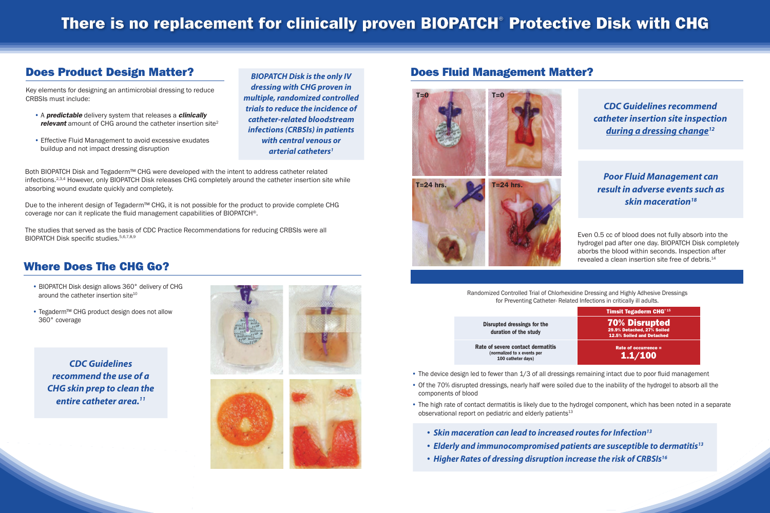# There is no replacement for clinically proven BIOPATCH® Protective Disk with CHG

## Does Product Design Matter?

Key elements for designing an antimicrobial dressing to reduce CRBSIs must include:

- A ***predictable*** delivery system that releases a ***clinically relevant*** amount of CHG around the catheter insertion site[2]
- Effective Fluid Management to avoid excessive exudates buildup and not impact dressing disruption

***BIOPATCH Disk is the only IV dressing with CHG proven in multiple, randomized controlled trials to reduce the incidence of catheter-related bloodstream infections (CRBSIs) in patients with central venous or arterial catheters[1]***

Both BIOPATCH Disk and Tegaderm™ CHG were developed with the intent to address catheter related infections.[2,3,4] However, only BIOPATCH Disk releases CHG completely around the catheter insertion site while absorbing wound exudate quickly and completely.

Due to the inherent design of Tegaderm™ CHG, it is not possible for the product to provide complete CHG coverage nor can it replicate the fluid management capabilities of BIOPATCH®.

The studies that served as the basis of CDC Practice Recommendations for reducing CRBSIs were all BIOPATCH Disk specific studies.[5,6,7,8,9]

## Where Does The CHG Go?

- BIOPATCH Disk design allows 360° delivery of CHG around the catheter insertion site[10]
- Tegaderm™ CHG product design does not allow 360° coverage

***CDC Guidelines recommend the use of a CHG skin prep to clean the entire catheter area.[11]***

## Does Fluid Management Matter?

T=0

T=0

T=24 hrs.

T=24 hrs.

***CDC Guidelines recommend catheter insertion site inspection <u>during a dressing change</u>[12]***

***Poor Fluid Management can result in adverse events such as skin maceration[18]***

Even 0.5 cc of blood does not fully absorb into the hydrogel pad after one day. BIOPATCH Disk completely aborbs the blood within seconds. Inspection after revealed a clean insertion site free of debris.[14]

Randomized Controlled Trial of Chlorhexidine Dressing and Highly Adhesive Dressings for Preventing Catheter- Related Infections in critically ill adults.

| | Timsit Tegaderm CHG*[15] |
|---|---|
| Disrupted dressings for the duration of the study | **70% Disrupted** 29.9% Detached, 27% Soiled 12.5% Soiled and Detached |
| Rate of severe contact dermatitis (normalized to x events per 100 catheter days) | Rate of occurrence = **1.1/100** |

- The device design led to fewer than 1/3 of all dressings remaining intact due to poor fluid management
- Of the 70% disrupted dressings, nearly half were soiled due to the inability of the hydrogel to absorb all the components of blood
- The high rate of contact dermatitis is likely due to the hydrogel component, which has been noted in a separate observational report on pediatric and elderly patients[13]

- ***Skin maceration can lead to increased routes for Infection[13]***
- ***Elderly and immunocompromised patients are susceptible to dermatitis[13]***
- ***Higher Rates of dressing disruption increase the risk of CRBSIs[16]***